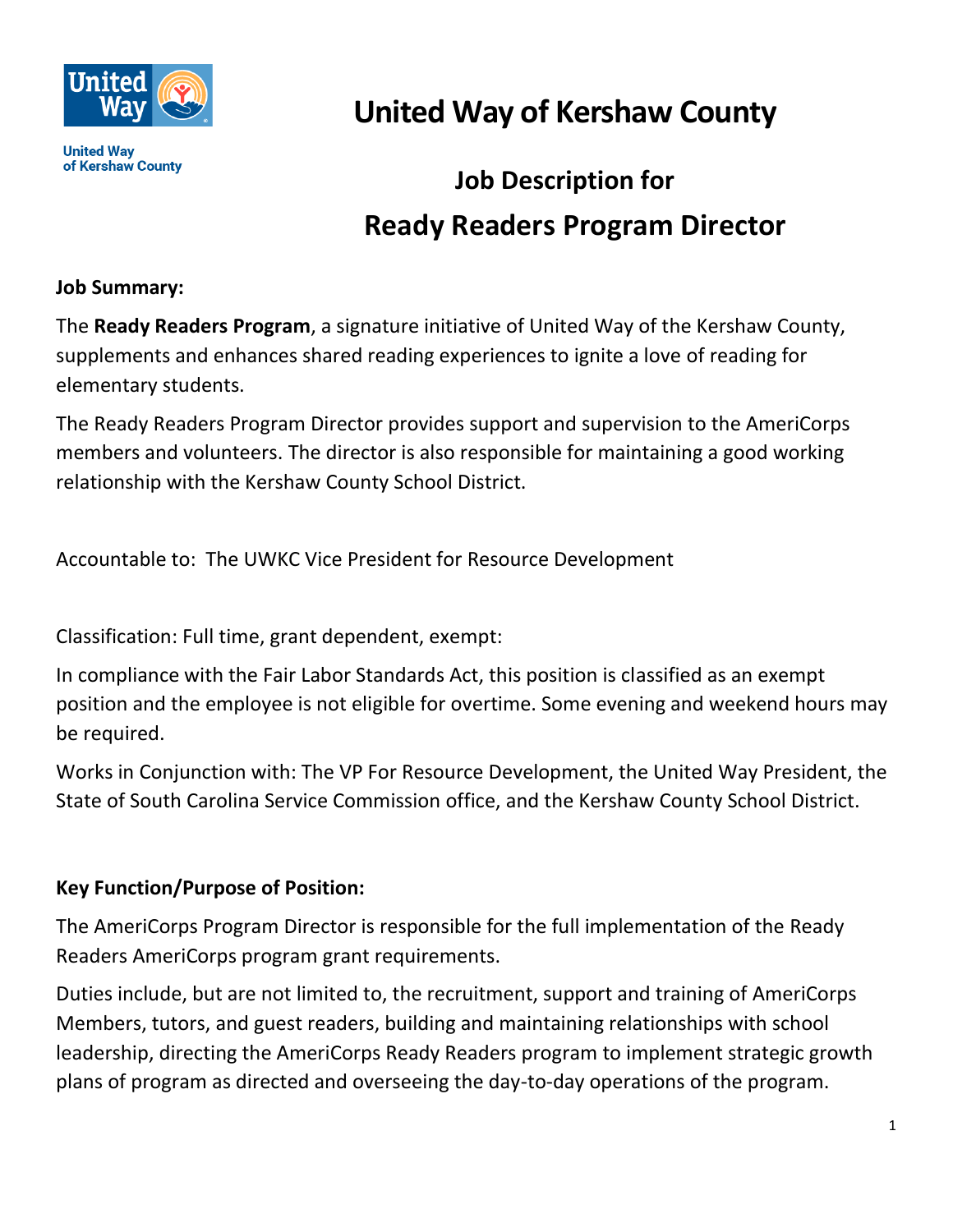United Way of Kershaw County

# United Way of Kershaw County

## Job Description for
## Ready Readers Program Director

**Job Summary:**

The **Ready Readers Program**, a signature initiative of United Way of the Kershaw County, supplements and enhances shared reading experiences to ignite a love of reading for elementary students.

The Ready Readers Program Director provides support and supervision to the AmeriCorps members and volunteers. The director is also responsible for maintaining a good working relationship with the Kershaw County School District.

Accountable to: The UWKC Vice President for Resource Development

Classification: Full time, grant dependent, exempt:

In compliance with the Fair Labor Standards Act, this position is classified as an exempt position and the employee is not eligible for overtime. Some evening and weekend hours may be required.

Works in Conjunction with: The VP For Resource Development, the United Way President, the State of South Carolina Service Commission office, and the Kershaw County School District.

**Key Function/Purpose of Position:**

The AmeriCorps Program Director is responsible for the full implementation of the Ready Readers AmeriCorps program grant requirements.

Duties include, but are not limited to, the recruitment, support and training of AmeriCorps Members, tutors, and guest readers, building and maintaining relationships with school leadership, directing the AmeriCorps Ready Readers program to implement strategic growth plans of program as directed and overseeing the day-to-day operations of the program.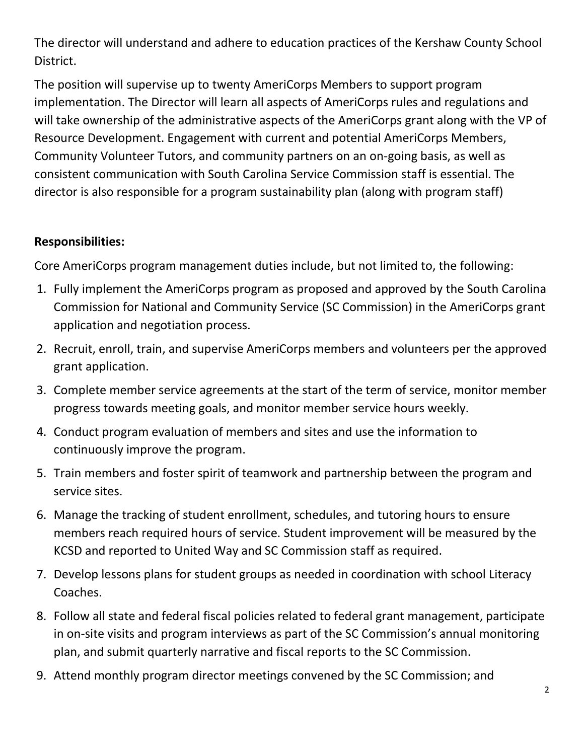The director will understand and adhere to education practices of the Kershaw County School District.

The position will supervise up to twenty AmeriCorps Members to support program implementation. The Director will learn all aspects of AmeriCorps rules and regulations and will take ownership of the administrative aspects of the AmeriCorps grant along with the VP of Resource Development. Engagement with current and potential AmeriCorps Members, Community Volunteer Tutors, and community partners on an on-going basis, as well as consistent communication with South Carolina Service Commission staff is essential. The director is also responsible for a program sustainability plan (along with program staff)

**Responsibilities:**

Core AmeriCorps program management duties include, but not limited to, the following:

1. Fully implement the AmeriCorps program as proposed and approved by the South Carolina Commission for National and Community Service (SC Commission) in the AmeriCorps grant application and negotiation process.
2. Recruit, enroll, train, and supervise AmeriCorps members and volunteers per the approved grant application.
3. Complete member service agreements at the start of the term of service, monitor member progress towards meeting goals, and monitor member service hours weekly.
4. Conduct program evaluation of members and sites and use the information to continuously improve the program.
5. Train members and foster spirit of teamwork and partnership between the program and service sites.
6. Manage the tracking of student enrollment, schedules, and tutoring hours to ensure members reach required hours of service. Student improvement will be measured by the KCSD and reported to United Way and SC Commission staff as required.
7. Develop lessons plans for student groups as needed in coordination with school Literacy Coaches.
8. Follow all state and federal fiscal policies related to federal grant management, participate in on-site visits and program interviews as part of the SC Commission's annual monitoring plan, and submit quarterly narrative and fiscal reports to the SC Commission.
9. Attend monthly program director meetings convened by the SC Commission; and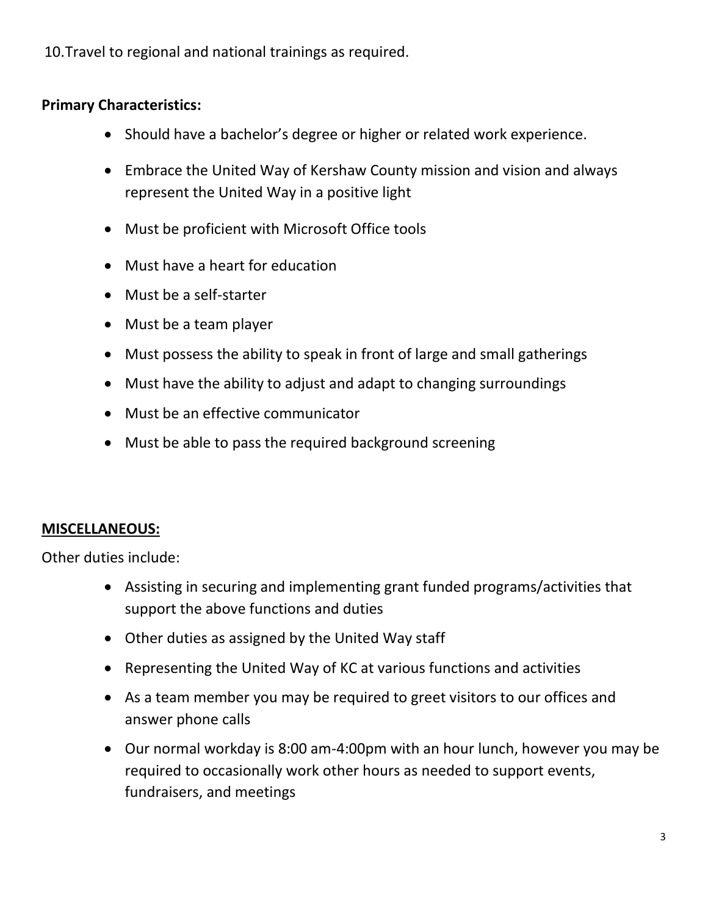10. Travel to regional and national trainings as required.

**Primary Characteristics:**

- Should have a bachelor's degree or higher or related work experience.
- Embrace the United Way of Kershaw County mission and vision and always represent the United Way in a positive light
- Must be proficient with Microsoft Office tools
- Must have a heart for education
- Must be a self-starter
- Must be a team player
- Must possess the ability to speak in front of large and small gatherings
- Must have the ability to adjust and adapt to changing surroundings
- Must be an effective communicator
- Must be able to pass the required background screening

**MISCELLANEOUS:**

Other duties include:

- Assisting in securing and implementing grant funded programs/activities that support the above functions and duties
- Other duties as assigned by the United Way staff
- Representing the United Way of KC at various functions and activities
- As a team member you may be required to greet visitors to our offices and answer phone calls
- Our normal workday is 8:00 am-4:00pm with an hour lunch, however you may be required to occasionally work other hours as needed to support events, fundraisers, and meetings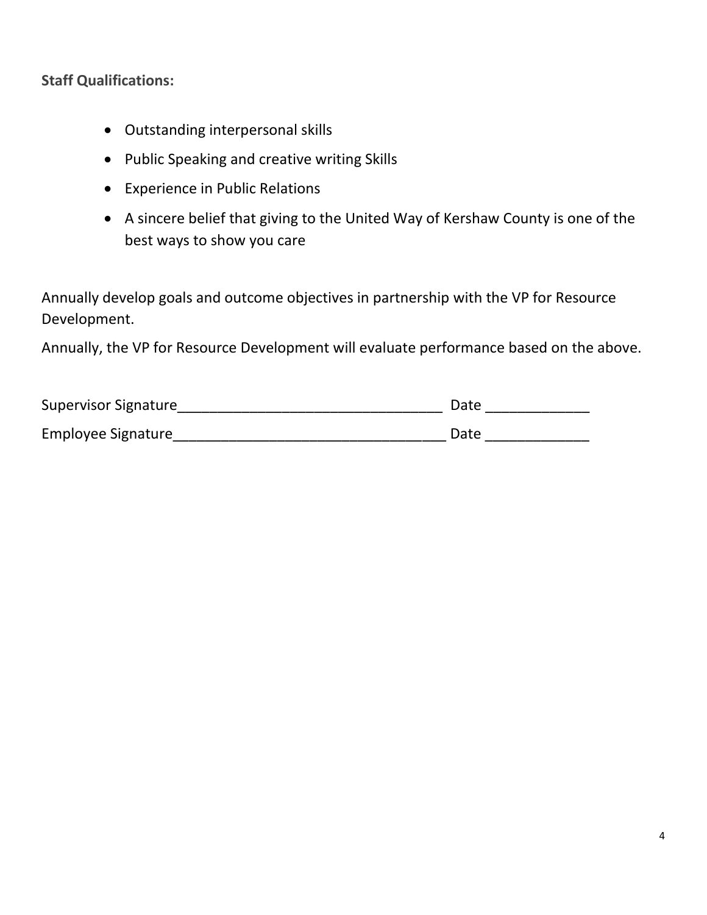**Staff Qualifications:**

- Outstanding interpersonal skills
- Public Speaking and creative writing Skills
- Experience in Public Relations
- A sincere belief that giving to the United Way of Kershaw County is one of the best ways to show you care

Annually develop goals and outcome objectives in partnership with the VP for Resource Development.

Annually, the VP for Resource Development will evaluate performance based on the above.

Supervisor Signature__________________________________ Date _____________

Employee Signature___________________________________ Date _____________